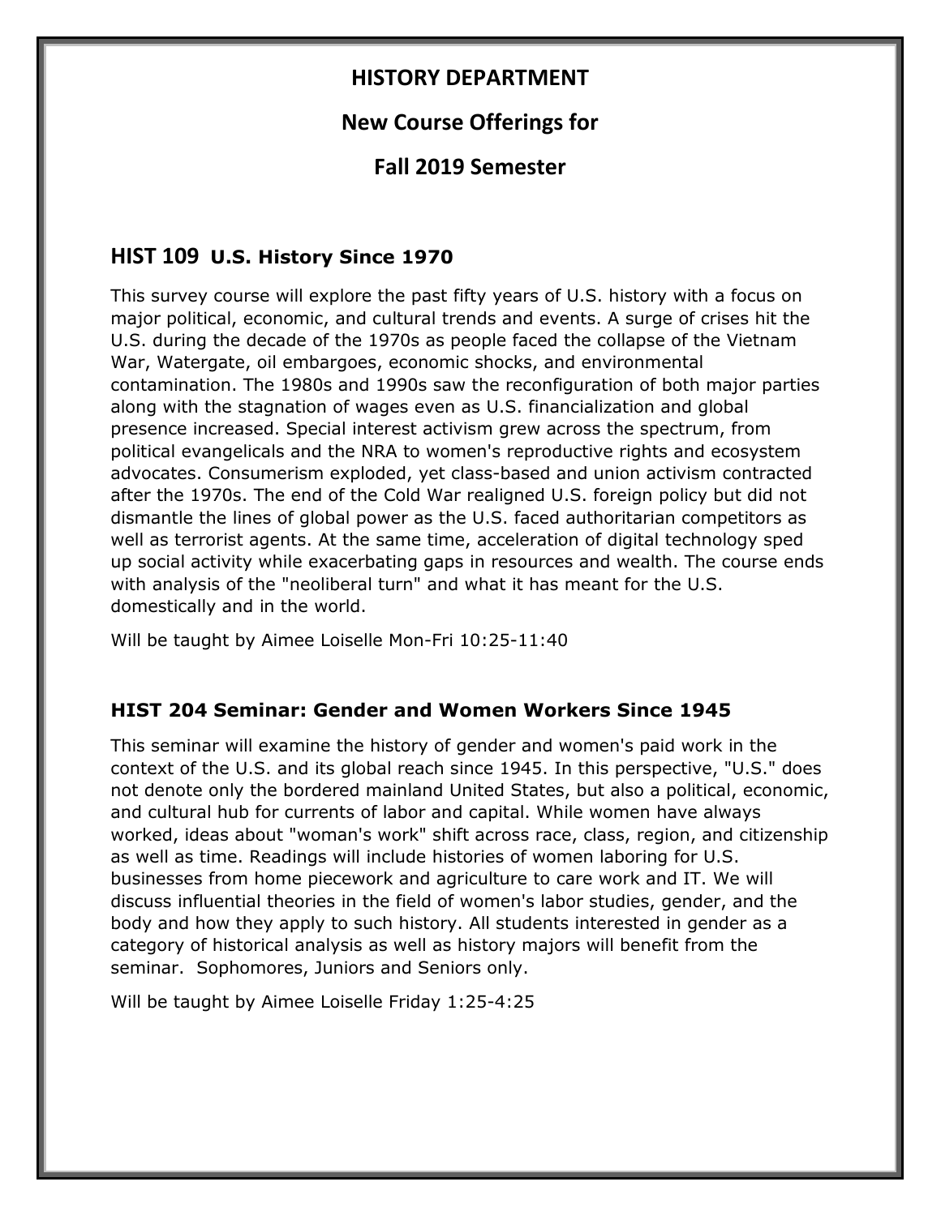# HISTORY DEPARTMENT

# New Course Offerings for

# Fall 2019 Semester

## HIST 109 U.S. History Since 1970

This survey course will explore the past fifty years of U.S. history with a focus on major political, economic, and cultural trends and events. A surge of crises hit the U.S. during the decade of the 1970s as people faced the collapse of the Vietnam War, Watergate, oil embargoes, economic shocks, and environmental contamination. The 1980s and 1990s saw the reconfiguration of both major parties along with the stagnation of wages even as U.S. financialization and global presence increased. Special interest activism grew across the spectrum, from political evangelicals and the NRA to women's reproductive rights and ecosystem advocates. Consumerism exploded, yet class-based and union activism contracted after the 1970s. The end of the Cold War realigned U.S. foreign policy but did not dismantle the lines of global power as the U.S. faced authoritarian competitors as well as terrorist agents. At the same time, acceleration of digital technology sped up social activity while exacerbating gaps in resources and wealth. The course ends with analysis of the "neoliberal turn" and what it has meant for the U.S. domestically and in the world.

Will be taught by Aimee Loiselle Mon-Fri 10:25-11:40

## HIST 204 Seminar: Gender and Women Workers Since 1945

This seminar will examine the history of gender and women's paid work in the context of the U.S. and its global reach since 1945. In this perspective, "U.S." does not denote only the bordered mainland United States, but also a political, economic, and cultural hub for currents of labor and capital. While women have always worked, ideas about "woman's work" shift across race, class, region, and citizenship as well as time. Readings will include histories of women laboring for U.S. businesses from home piecework and agriculture to care work and IT. We will discuss influential theories in the field of women's labor studies, gender, and the body and how they apply to such history. All students interested in gender as a category of historical analysis as well as history majors will benefit from the seminar. Sophomores, Juniors and Seniors only.

Will be taught by Aimee Loiselle Friday 1:25-4:25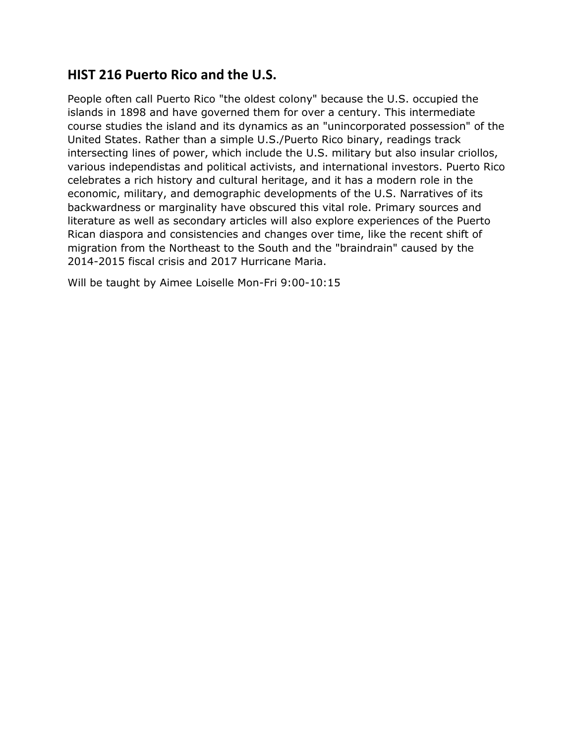## HIST 216 Puerto Rico and the U.S.

People often call Puerto Rico "the oldest colony" because the U.S. occupied the islands in 1898 and have governed them for over a century. This intermediate course studies the island and its dynamics as an "unincorporated possession" of the United States. Rather than a simple U.S./Puerto Rico binary, readings track intersecting lines of power, which include the U.S. military but also insular criollos, various independistas and political activists, and international investors. Puerto Rico celebrates a rich history and cultural heritage, and it has a modern role in the economic, military, and demographic developments of the U.S. Narratives of its backwardness or marginality have obscured this vital role. Primary sources and literature as well as secondary articles will also explore experiences of the Puerto Rican diaspora and consistencies and changes over time, like the recent shift of migration from the Northeast to the South and the "braindrain" caused by the 2014-2015 fiscal crisis and 2017 Hurricane Maria.

Will be taught by Aimee Loiselle Mon-Fri 9:00-10:15